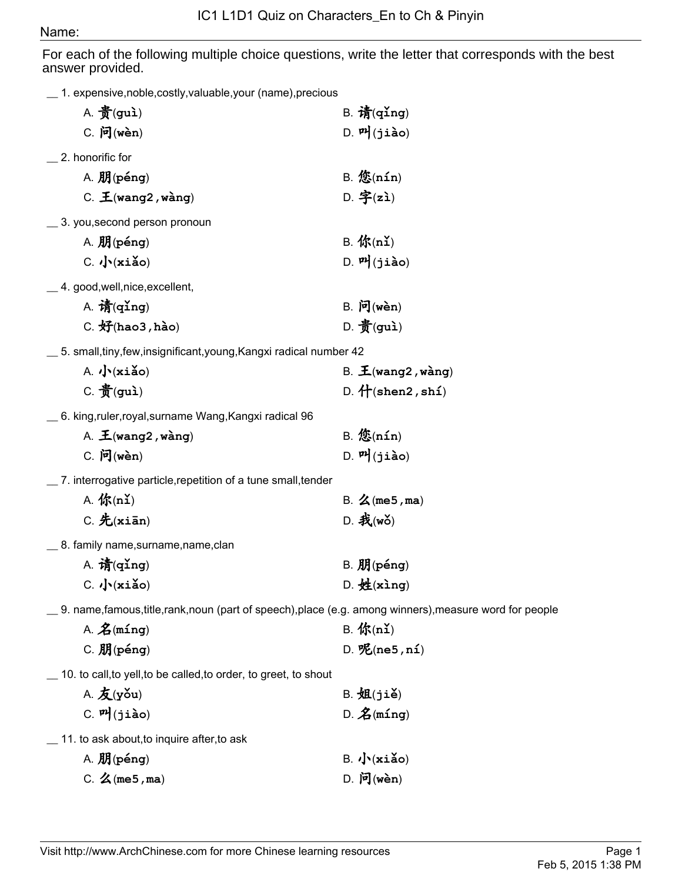# IC1 L1D1 Quiz on Characters_En to Ch & Pinyin

Name:

For each of the following multiple choice questions, write the letter that corresponds with the best answer provided.

__ 1. expensive,noble,costly,valuable,your (name),precious

A. 贵(guì)  B. 请(qǐng)
C. 问(wèn)  D. 叫(jiào)

__ 2. honorific for

A. 朋(péng)  B. 您(nín)
C. 王(wang2,wàng)  D. 字(zì)

__ 3. you,second person pronoun

A. 朋(péng)  B. 你(nǐ)
C. 小(xiǎo)  D. 叫(jiào)

__ 4. good,well,nice,excellent,

A. 请(qǐng)  B. 问(wèn)
C. 好(hao3,hào)  D. 贵(guì)

__ 5. small,tiny,few,insignificant,young,Kangxi radical number 42

A. 小(xiǎo)  B. 王(wang2,wàng)
C. 贵(guì)  D. 什(shen2,shí)

__ 6. king,ruler,royal,surname Wang,Kangxi radical 96

A. 王(wang2,wàng)  B. 您(nín)
C. 问(wèn)  D. 叫(jiào)

__ 7. interrogative particle,repetition of a tune small,tender

A. 你(nǐ)  B. 么(me5,ma)
C. 先(xiān)  D. 我(wǒ)

__ 8. family name,surname,name,clan

A. 请(qǐng)  B. 朋(péng)
C. 小(xiǎo)  D. 姓(xìng)

__ 9. name,famous,title,rank,noun (part of speech),place (e.g. among winners),measure word for people

A. 名(míng)  B. 你(nǐ)
C. 朋(péng)  D. 呢(ne5,ní)

__ 10. to call,to yell,to be called,to order, to greet, to shout

A. 友(yǒu)  B. 姐(jiě)
C. 叫(jiào)  D. 名(míng)

__ 11. to ask about,to inquire after,to ask

A. 朋(péng)  B. 小(xiǎo)
C. 么(me5,ma)  D. 问(wèn)

Visit http://www.ArchChinese.com for more Chinese learning resources

Feb 5, 2015 1:38 PM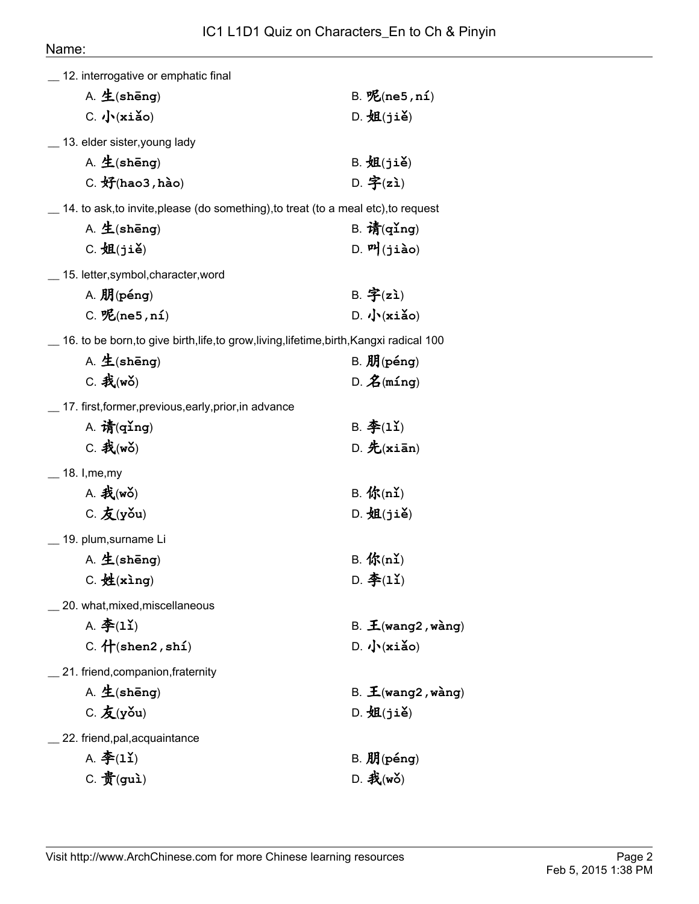IC1 L1D1 Quiz on Characters_En to Ch & Pinyin

Name:

__ 12. interrogative or emphatic final

A. **生**(**shēng**)  B. **呢**(**ne5,ní**)
C. **小**(**xiǎo**)  D. **姐**(**jiě**)

__ 13. elder sister,young lady

A. **生**(**shēng**)  B. **姐**(**jiě**)
C. **好**(**hao3,hào**)  D. **字**(**zì**)

__ 14. to ask,to invite,please (do something),to treat (to a meal etc),to request

A. **生**(**shēng**)  B. **请**(**qǐng**)
C. **姐**(**jiě**)  D. **叫**(**jiào**)

__ 15. letter,symbol,character,word

A. **朋**(**péng**)  B. **字**(**zì**)
C. **呢**(**ne5,ní**)  D. **小**(**xiǎo**)

__ 16. to be born,to give birth,life,to grow,living,lifetime,birth,Kangxi radical 100

A. **生**(**shēng**)  B. **朋**(**péng**)
C. **我**(**wǒ**)  D. **名**(**míng**)

__ 17. first,former,previous,early,prior,in advance

A. **请**(**qǐng**)  B. **李**(**lǐ**)
C. **我**(**wǒ**)  D. **先**(**xiān**)

__ 18. I,me,my

A. **我**(**wǒ**)  B. **你**(**nǐ**)
C. **友**(**yǒu**)  D. **姐**(**jiě**)

__ 19. plum,surname Li

A. **生**(**shēng**)  B. **你**(**nǐ**)
C. **姓**(**xìng**)  D. **李**(**lǐ**)

__ 20. what,mixed,miscellaneous

A. **李**(**lǐ**)  B. **王**(**wang2,wàng**)
C. **什**(**shen2,shí**)  D. **小**(**xiǎo**)

__ 21. friend,companion,fraternity

A. **生**(**shēng**)  B. **王**(**wang2,wàng**)
C. **友**(**yǒu**)  D. **姐**(**jiě**)

__ 22. friend,pal,acquaintance

A. **李**(**lǐ**)  B. **朋**(**péng**)
C. **贵**(**guì**)  D. **我**(**wǒ**)